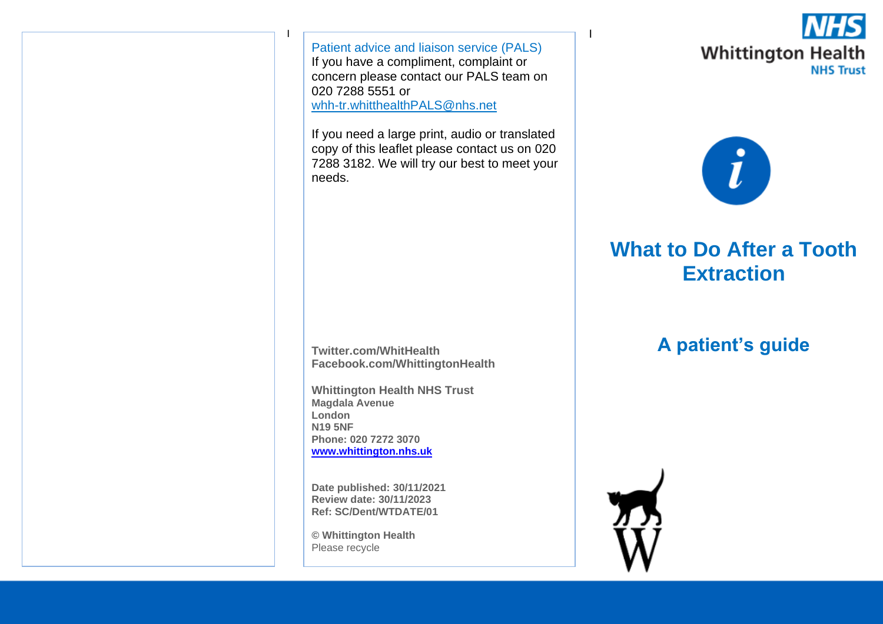Patient advice and liaison service (PALS)
If you have a compliment, complaint or concern please contact our PALS team on 020 7288 5551 or
whh-tr.whitthealthPALS@nhs.net

If you need a large print, audio or translated copy of this leaflet please contact us on 020 7288 3182. We will try our best to meet your needs.

**Twitter.com/WhitHealth**
**Facebook.com/WhittingtonHealth**

**Whittington Health NHS Trust**
**Magdala Avenue**
**London**
**N19 5NF**
**Phone: 020 7272 3070**
**www.whittington.nhs.uk**

**Date published: 30/11/2021**
**Review date: 30/11/2023**
**Ref: SC/Dent/WTDATE/01**

© **Whittington Health**
Please recycle

NHS
Whittington Health
NHS Trust

# What to Do After a Tooth Extraction

## A patient's guide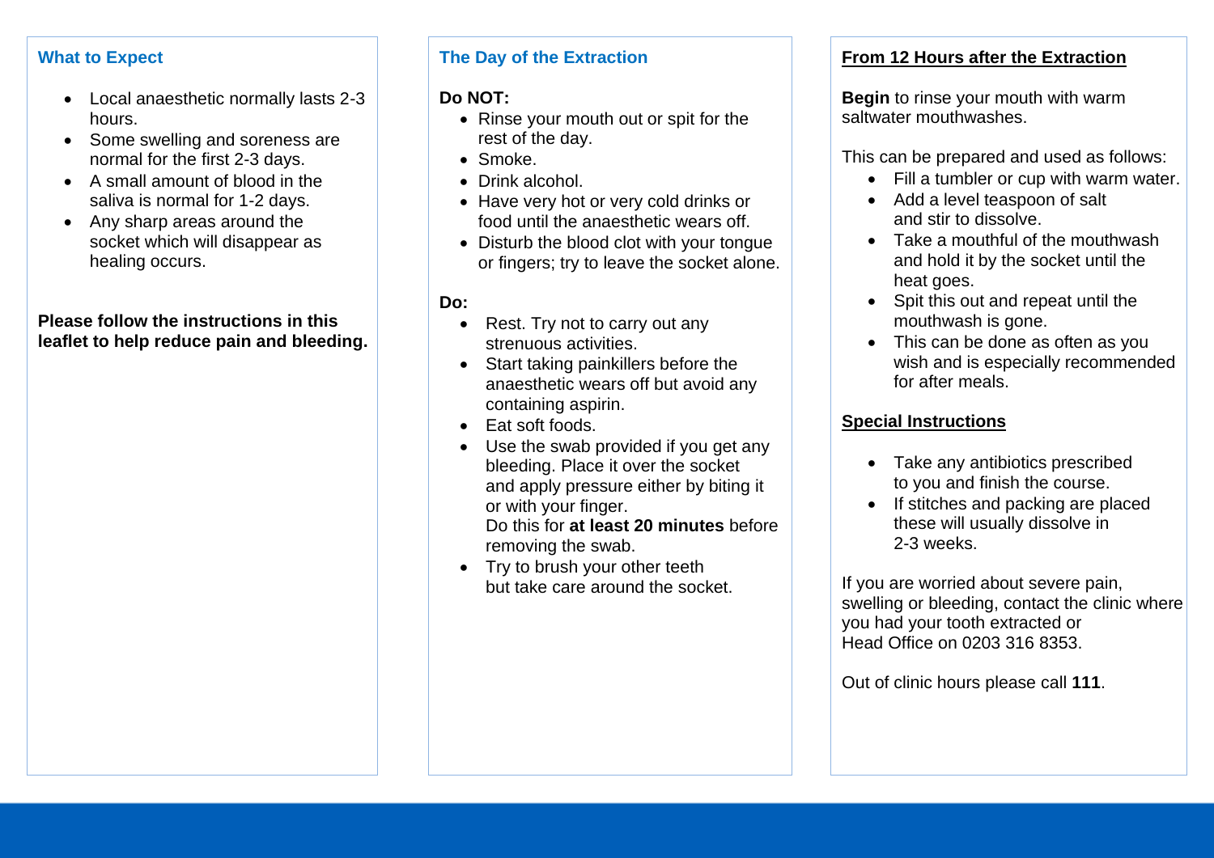## What to Expect

- Local anaesthetic normally lasts 2-3 hours.
- Some swelling and soreness are normal for the first 2-3 days.
- A small amount of blood in the saliva is normal for 1-2 days.
- Any sharp areas around the socket which will disappear as healing occurs.

**Please follow the instructions in this leaflet to help reduce pain and bleeding.**

## The Day of the Extraction

**Do NOT:**

- Rinse your mouth out or spit for the rest of the day.
- Smoke.
- Drink alcohol.
- Have very hot or very cold drinks or food until the anaesthetic wears off.
- Disturb the blood clot with your tongue or fingers; try to leave the socket alone.

**Do:**

- Rest. Try not to carry out any strenuous activities.
- Start taking painkillers before the anaesthetic wears off but avoid any containing aspirin.
- Eat soft foods.
- Use the swab provided if you get any bleeding. Place it over the socket and apply pressure either by biting it or with your finger.  
  Do this for **at least 20 minutes** before removing the swab.
- Try to brush your other teeth but take care around the socket.

## From 12 Hours after the Extraction

**Begin** to rinse your mouth with warm saltwater mouthwashes.

This can be prepared and used as follows:

- Fill a tumbler or cup with warm water.
- Add a level teaspoon of salt and stir to dissolve.
- Take a mouthful of the mouthwash and hold it by the socket until the heat goes.
- Spit this out and repeat until the mouthwash is gone.
- This can be done as often as you wish and is especially recommended for after meals.

## Special Instructions

- Take any antibiotics prescribed to you and finish the course.
- If stitches and packing are placed these will usually dissolve in 2-3 weeks.

If you are worried about severe pain, swelling or bleeding, contact the clinic where you had your tooth extracted or Head Office on 0203 316 8353.

Out of clinic hours please call **111**.